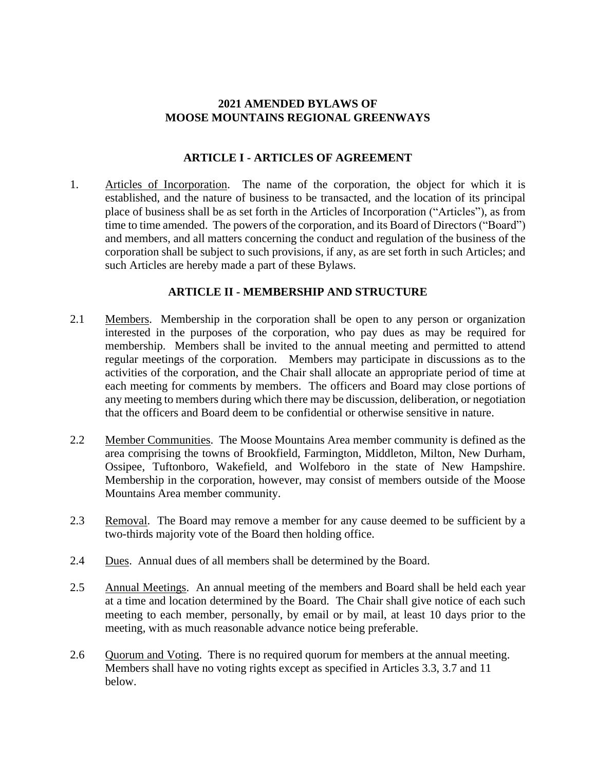# 2021 AMENDED BYLAWS OF
# MOOSE MOUNTAINS REGIONAL GREENWAYS

## ARTICLE I - ARTICLES OF AGREEMENT

1. Articles of Incorporation. The name of the corporation, the object for which it is established, and the nature of business to be transacted, and the location of its principal place of business shall be as set forth in the Articles of Incorporation ("Articles"), as from time to time amended. The powers of the corporation, and its Board of Directors ("Board") and members, and all matters concerning the conduct and regulation of the business of the corporation shall be subject to such provisions, if any, as are set forth in such Articles; and such Articles are hereby made a part of these Bylaws.

## ARTICLE II - MEMBERSHIP AND STRUCTURE

2.1 Members. Membership in the corporation shall be open to any person or organization interested in the purposes of the corporation, who pay dues as may be required for membership. Members shall be invited to the annual meeting and permitted to attend regular meetings of the corporation. Members may participate in discussions as to the activities of the corporation, and the Chair shall allocate an appropriate period of time at each meeting for comments by members. The officers and Board may close portions of any meeting to members during which there may be discussion, deliberation, or negotiation that the officers and Board deem to be confidential or otherwise sensitive in nature.

2.2 Member Communities. The Moose Mountains Area member community is defined as the area comprising the towns of Brookfield, Farmington, Middleton, Milton, New Durham, Ossipee, Tuftonboro, Wakefield, and Wolfeboro in the state of New Hampshire. Membership in the corporation, however, may consist of members outside of the Moose Mountains Area member community.

2.3 Removal. The Board may remove a member for any cause deemed to be sufficient by a two-thirds majority vote of the Board then holding office.

2.4 Dues. Annual dues of all members shall be determined by the Board.

2.5 Annual Meetings. An annual meeting of the members and Board shall be held each year at a time and location determined by the Board. The Chair shall give notice of each such meeting to each member, personally, by email or by mail, at least 10 days prior to the meeting, with as much reasonable advance notice being preferable.

2.6 Quorum and Voting. There is no required quorum for members at the annual meeting. Members shall have no voting rights except as specified in Articles 3.3, 3.7 and 11 below.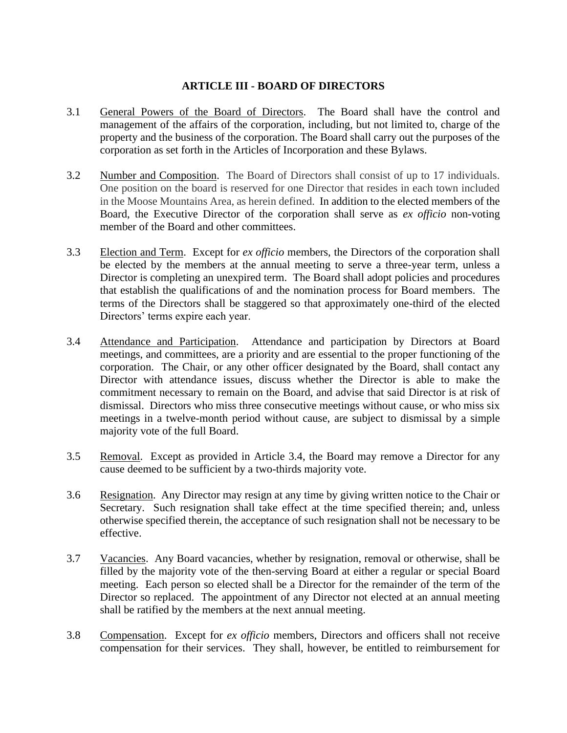## ARTICLE III - BOARD OF DIRECTORS

3.1 General Powers of the Board of Directors. The Board shall have the control and management of the affairs of the corporation, including, but not limited to, charge of the property and the business of the corporation. The Board shall carry out the purposes of the corporation as set forth in the Articles of Incorporation and these Bylaws.

3.2 Number and Composition. The Board of Directors shall consist of up to 17 individuals. One position on the board is reserved for one Director that resides in each town included in the Moose Mountains Area, as herein defined. In addition to the elected members of the Board, the Executive Director of the corporation shall serve as *ex officio* non-voting member of the Board and other committees.

3.3 Election and Term. Except for *ex officio* members, the Directors of the corporation shall be elected by the members at the annual meeting to serve a three-year term, unless a Director is completing an unexpired term. The Board shall adopt policies and procedures that establish the qualifications of and the nomination process for Board members. The terms of the Directors shall be staggered so that approximately one-third of the elected Directors' terms expire each year.

3.4 Attendance and Participation. Attendance and participation by Directors at Board meetings, and committees, are a priority and are essential to the proper functioning of the corporation. The Chair, or any other officer designated by the Board, shall contact any Director with attendance issues, discuss whether the Director is able to make the commitment necessary to remain on the Board, and advise that said Director is at risk of dismissal. Directors who miss three consecutive meetings without cause, or who miss six meetings in a twelve-month period without cause, are subject to dismissal by a simple majority vote of the full Board.

3.5 Removal. Except as provided in Article 3.4, the Board may remove a Director for any cause deemed to be sufficient by a two-thirds majority vote.

3.6 Resignation. Any Director may resign at any time by giving written notice to the Chair or Secretary. Such resignation shall take effect at the time specified therein; and, unless otherwise specified therein, the acceptance of such resignation shall not be necessary to be effective.

3.7 Vacancies. Any Board vacancies, whether by resignation, removal or otherwise, shall be filled by the majority vote of the then-serving Board at either a regular or special Board meeting. Each person so elected shall be a Director for the remainder of the term of the Director so replaced. The appointment of any Director not elected at an annual meeting shall be ratified by the members at the next annual meeting.

3.8 Compensation. Except for *ex officio* members, Directors and officers shall not receive compensation for their services. They shall, however, be entitled to reimbursement for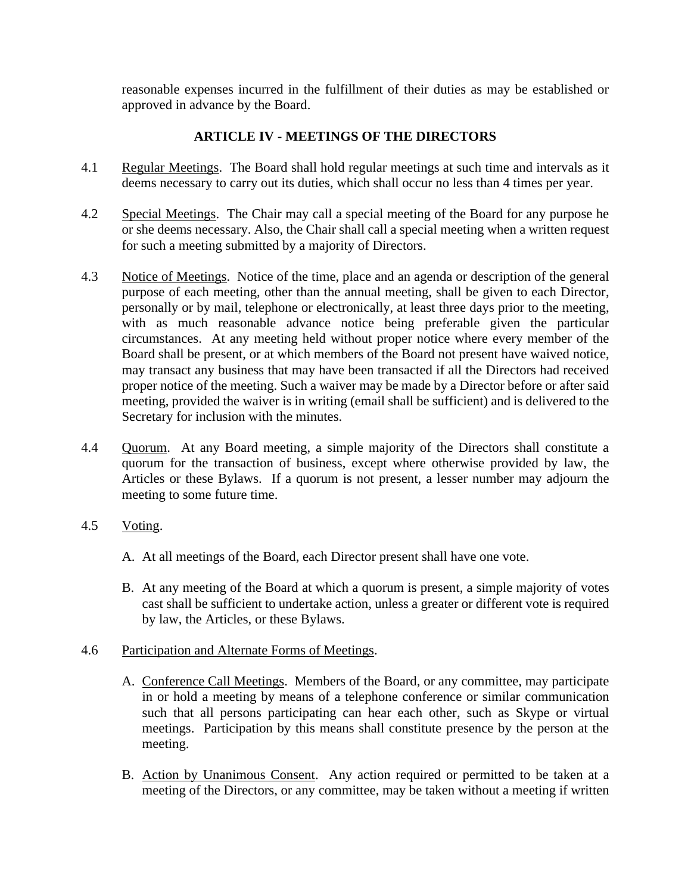reasonable expenses incurred in the fulfillment of their duties as may be established or approved in advance by the Board.

## ARTICLE IV - MEETINGS OF THE DIRECTORS

4.1 Regular Meetings. The Board shall hold regular meetings at such time and intervals as it deems necessary to carry out its duties, which shall occur no less than 4 times per year.

4.2 Special Meetings. The Chair may call a special meeting of the Board for any purpose he or she deems necessary. Also, the Chair shall call a special meeting when a written request for such a meeting submitted by a majority of Directors.

4.3 Notice of Meetings. Notice of the time, place and an agenda or description of the general purpose of each meeting, other than the annual meeting, shall be given to each Director, personally or by mail, telephone or electronically, at least three days prior to the meeting, with as much reasonable advance notice being preferable given the particular circumstances. At any meeting held without proper notice where every member of the Board shall be present, or at which members of the Board not present have waived notice, may transact any business that may have been transacted if all the Directors had received proper notice of the meeting. Such a waiver may be made by a Director before or after said meeting, provided the waiver is in writing (email shall be sufficient) and is delivered to the Secretary for inclusion with the minutes.

4.4 Quorum. At any Board meeting, a simple majority of the Directors shall constitute a quorum for the transaction of business, except where otherwise provided by law, the Articles or these Bylaws. If a quorum is not present, a lesser number may adjourn the meeting to some future time.

4.5 Voting.

A. At all meetings of the Board, each Director present shall have one vote.

B. At any meeting of the Board at which a quorum is present, a simple majority of votes cast shall be sufficient to undertake action, unless a greater or different vote is required by law, the Articles, or these Bylaws.

4.6 Participation and Alternate Forms of Meetings.

A. Conference Call Meetings. Members of the Board, or any committee, may participate in or hold a meeting by means of a telephone conference or similar communication such that all persons participating can hear each other, such as Skype or virtual meetings. Participation by this means shall constitute presence by the person at the meeting.

B. Action by Unanimous Consent. Any action required or permitted to be taken at a meeting of the Directors, or any committee, may be taken without a meeting if written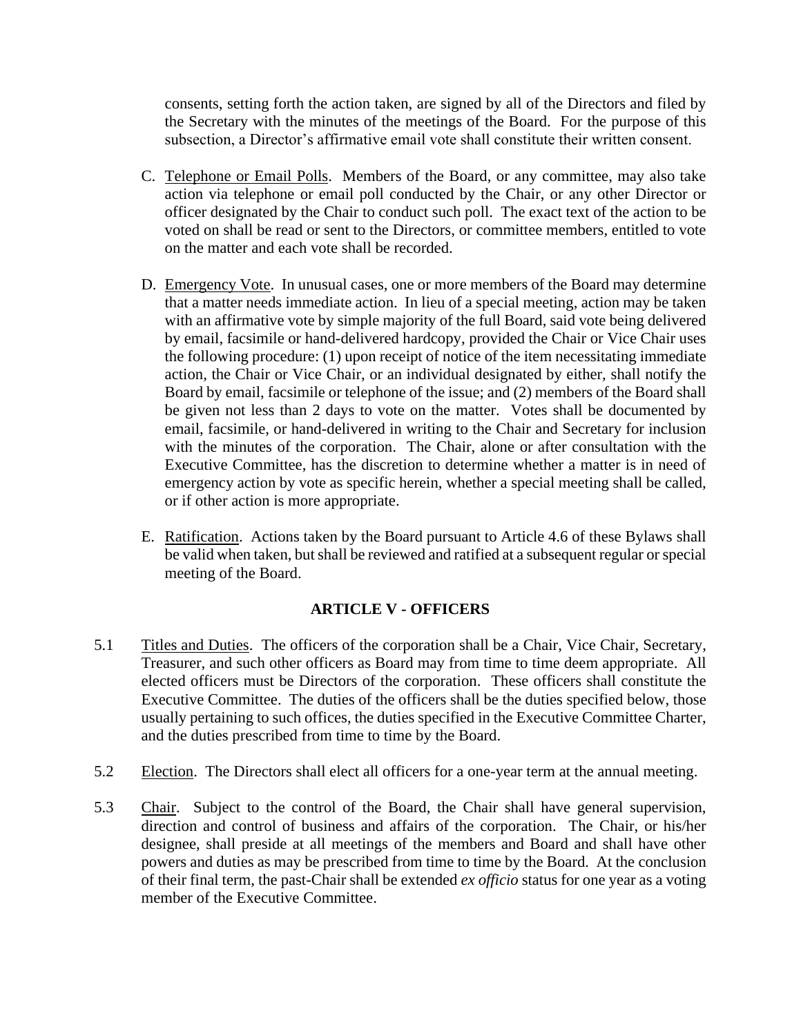consents, setting forth the action taken, are signed by all of the Directors and filed by the Secretary with the minutes of the meetings of the Board. For the purpose of this subsection, a Director's affirmative email vote shall constitute their written consent.

C. Telephone or Email Polls. Members of the Board, or any committee, may also take action via telephone or email poll conducted by the Chair, or any other Director or officer designated by the Chair to conduct such poll. The exact text of the action to be voted on shall be read or sent to the Directors, or committee members, entitled to vote on the matter and each vote shall be recorded.

D. Emergency Vote. In unusual cases, one or more members of the Board may determine that a matter needs immediate action. In lieu of a special meeting, action may be taken with an affirmative vote by simple majority of the full Board, said vote being delivered by email, facsimile or hand-delivered hardcopy, provided the Chair or Vice Chair uses the following procedure: (1) upon receipt of notice of the item necessitating immediate action, the Chair or Vice Chair, or an individual designated by either, shall notify the Board by email, facsimile or telephone of the issue; and (2) members of the Board shall be given not less than 2 days to vote on the matter. Votes shall be documented by email, facsimile, or hand-delivered in writing to the Chair and Secretary for inclusion with the minutes of the corporation. The Chair, alone or after consultation with the Executive Committee, has the discretion to determine whether a matter is in need of emergency action by vote as specific herein, whether a special meeting shall be called, or if other action is more appropriate.

E. Ratification. Actions taken by the Board pursuant to Article 4.6 of these Bylaws shall be valid when taken, but shall be reviewed and ratified at a subsequent regular or special meeting of the Board.

## ARTICLE V - OFFICERS

5.1 Titles and Duties. The officers of the corporation shall be a Chair, Vice Chair, Secretary, Treasurer, and such other officers as Board may from time to time deem appropriate. All elected officers must be Directors of the corporation. These officers shall constitute the Executive Committee. The duties of the officers shall be the duties specified below, those usually pertaining to such offices, the duties specified in the Executive Committee Charter, and the duties prescribed from time to time by the Board.

5.2 Election. The Directors shall elect all officers for a one-year term at the annual meeting.

5.3 Chair. Subject to the control of the Board, the Chair shall have general supervision, direction and control of business and affairs of the corporation. The Chair, or his/her designee, shall preside at all meetings of the members and Board and shall have other powers and duties as may be prescribed from time to time by the Board. At the conclusion of their final term, the past-Chair shall be extended *ex officio* status for one year as a voting member of the Executive Committee.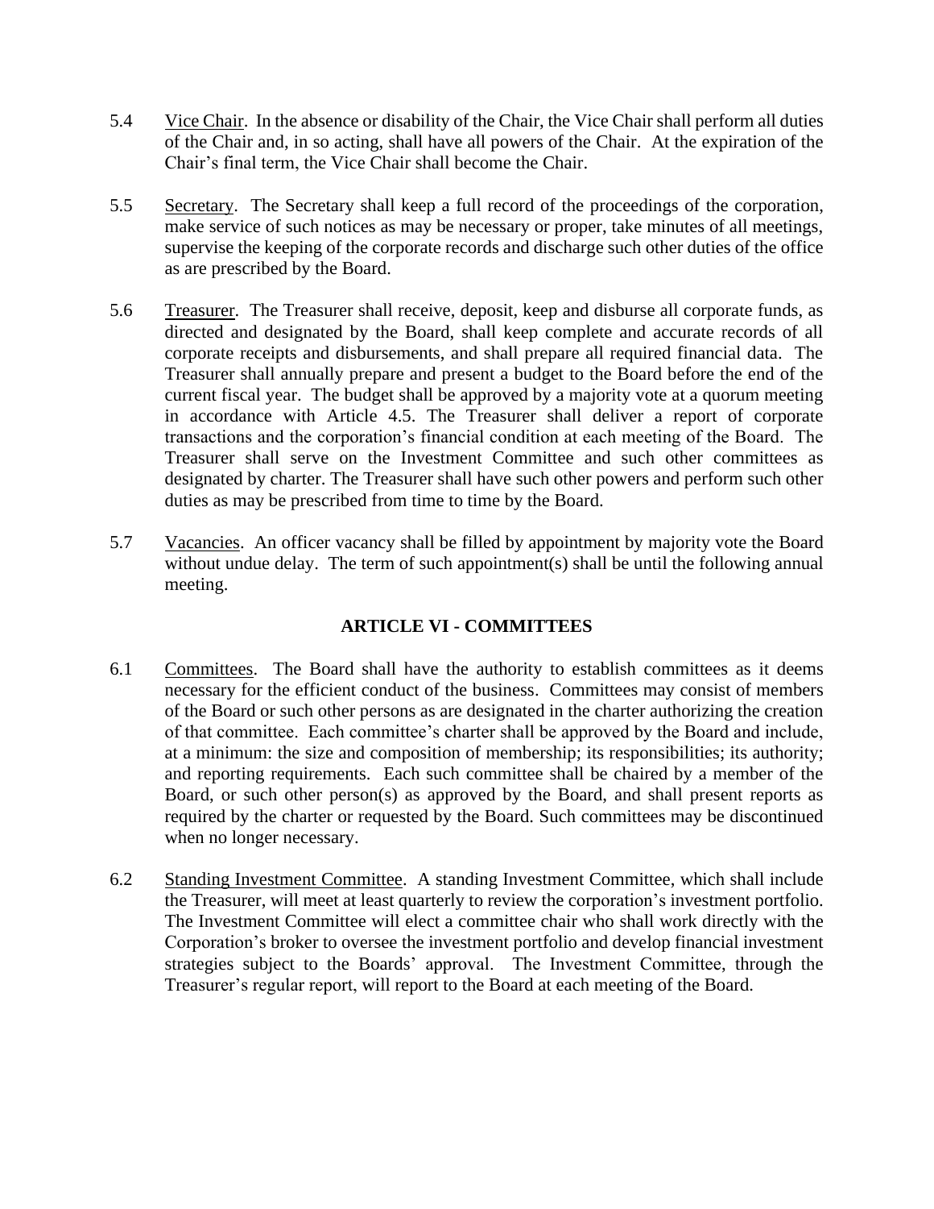5.4 <u>Vice Chair</u>. In the absence or disability of the Chair, the Vice Chair shall perform all duties of the Chair and, in so acting, shall have all powers of the Chair. At the expiration of the Chair's final term, the Vice Chair shall become the Chair.

5.5 <u>Secretary</u>. The Secretary shall keep a full record of the proceedings of the corporation, make service of such notices as may be necessary or proper, take minutes of all meetings, supervise the keeping of the corporate records and discharge such other duties of the office as are prescribed by the Board.

5.6 <u>Treasurer</u>. The Treasurer shall receive, deposit, keep and disburse all corporate funds, as directed and designated by the Board, shall keep complete and accurate records of all corporate receipts and disbursements, and shall prepare all required financial data. The Treasurer shall annually prepare and present a budget to the Board before the end of the current fiscal year. The budget shall be approved by a majority vote at a quorum meeting in accordance with Article 4.5. The Treasurer shall deliver a report of corporate transactions and the corporation's financial condition at each meeting of the Board. The Treasurer shall serve on the Investment Committee and such other committees as designated by charter. The Treasurer shall have such other powers and perform such other duties as may be prescribed from time to time by the Board.

5.7 <u>Vacancies</u>. An officer vacancy shall be filled by appointment by majority vote the Board without undue delay. The term of such appointment(s) shall be until the following annual meeting.

## ARTICLE VI - COMMITTEES

6.1 <u>Committees</u>. The Board shall have the authority to establish committees as it deems necessary for the efficient conduct of the business. Committees may consist of members of the Board or such other persons as are designated in the charter authorizing the creation of that committee. Each committee's charter shall be approved by the Board and include, at a minimum: the size and composition of membership; its responsibilities; its authority; and reporting requirements. Each such committee shall be chaired by a member of the Board, or such other person(s) as approved by the Board, and shall present reports as required by the charter or requested by the Board. Such committees may be discontinued when no longer necessary.

6.2 <u>Standing Investment Committee</u>. A standing Investment Committee, which shall include the Treasurer, will meet at least quarterly to review the corporation's investment portfolio. The Investment Committee will elect a committee chair who shall work directly with the Corporation's broker to oversee the investment portfolio and develop financial investment strategies subject to the Boards' approval. The Investment Committee, through the Treasurer's regular report, will report to the Board at each meeting of the Board.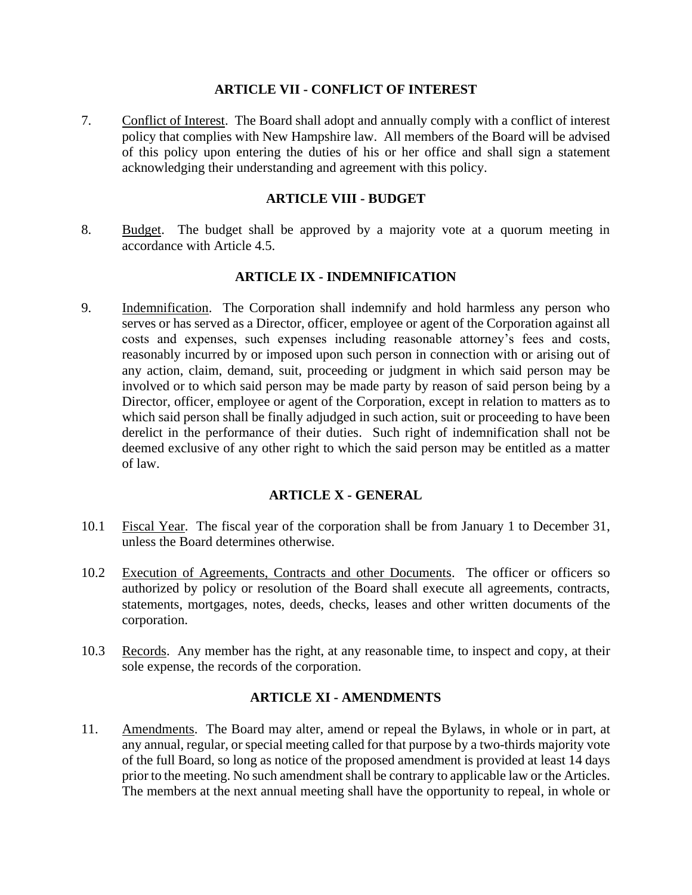## ARTICLE VII - CONFLICT OF INTEREST

7. Conflict of Interest. The Board shall adopt and annually comply with a conflict of interest policy that complies with New Hampshire law. All members of the Board will be advised of this policy upon entering the duties of his or her office and shall sign a statement acknowledging their understanding and agreement with this policy.

## ARTICLE VIII - BUDGET

8. Budget. The budget shall be approved by a majority vote at a quorum meeting in accordance with Article 4.5.

## ARTICLE IX - INDEMNIFICATION

9. Indemnification. The Corporation shall indemnify and hold harmless any person who serves or has served as a Director, officer, employee or agent of the Corporation against all costs and expenses, such expenses including reasonable attorney's fees and costs, reasonably incurred by or imposed upon such person in connection with or arising out of any action, claim, demand, suit, proceeding or judgment in which said person may be involved or to which said person may be made party by reason of said person being by a Director, officer, employee or agent of the Corporation, except in relation to matters as to which said person shall be finally adjudged in such action, suit or proceeding to have been derelict in the performance of their duties. Such right of indemnification shall not be deemed exclusive of any other right to which the said person may be entitled as a matter of law.

## ARTICLE X - GENERAL

10.1 Fiscal Year. The fiscal year of the corporation shall be from January 1 to December 31, unless the Board determines otherwise.

10.2 Execution of Agreements, Contracts and other Documents. The officer or officers so authorized by policy or resolution of the Board shall execute all agreements, contracts, statements, mortgages, notes, deeds, checks, leases and other written documents of the corporation.

10.3 Records. Any member has the right, at any reasonable time, to inspect and copy, at their sole expense, the records of the corporation.

## ARTICLE XI - AMENDMENTS

11. Amendments. The Board may alter, amend or repeal the Bylaws, in whole or in part, at any annual, regular, or special meeting called for that purpose by a two-thirds majority vote of the full Board, so long as notice of the proposed amendment is provided at least 14 days prior to the meeting. No such amendment shall be contrary to applicable law or the Articles. The members at the next annual meeting shall have the opportunity to repeal, in whole or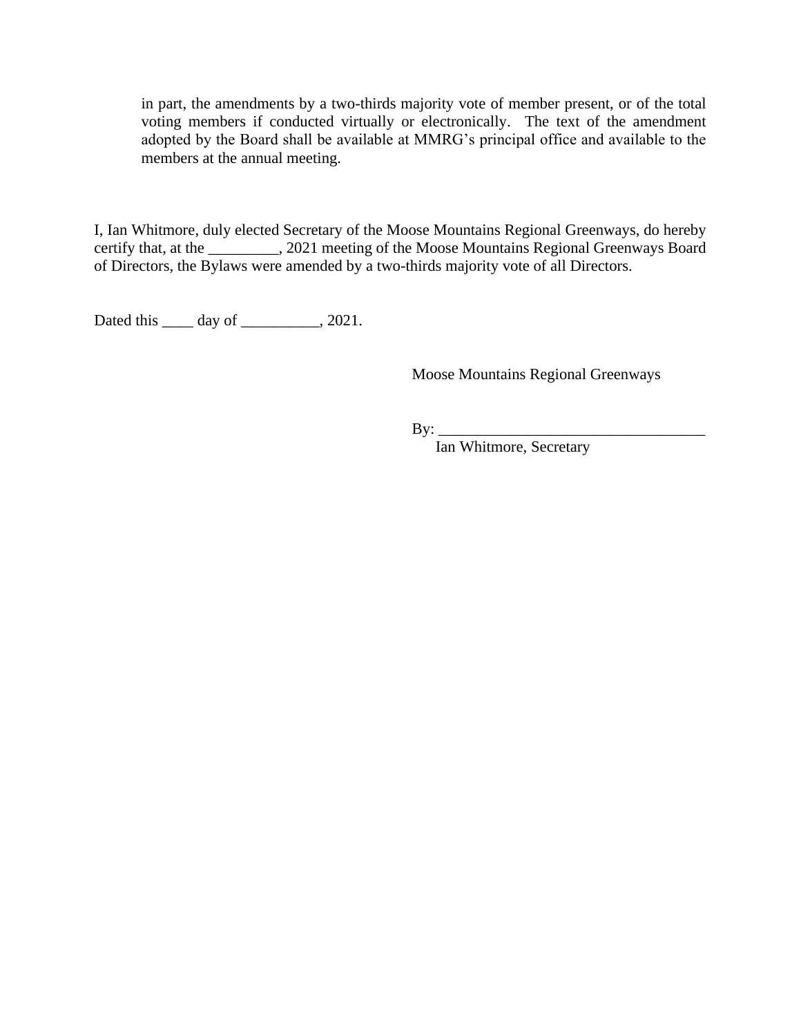in part, the amendments by a two-thirds majority vote of member present, or of the total voting members if conducted virtually or electronically. The text of the amendment adopted by the Board shall be available at MMRG's principal office and available to the members at the annual meeting.

I, Ian Whitmore, duly elected Secretary of the Moose Mountains Regional Greenways, do hereby certify that, at the _________, 2021 meeting of the Moose Mountains Regional Greenways Board of Directors, the Bylaws were amended by a two-thirds majority vote of all Directors.

Dated this ____ day of __________, 2021.

Moose Mountains Regional Greenways

By: ___________________________________
Ian Whitmore, Secretary